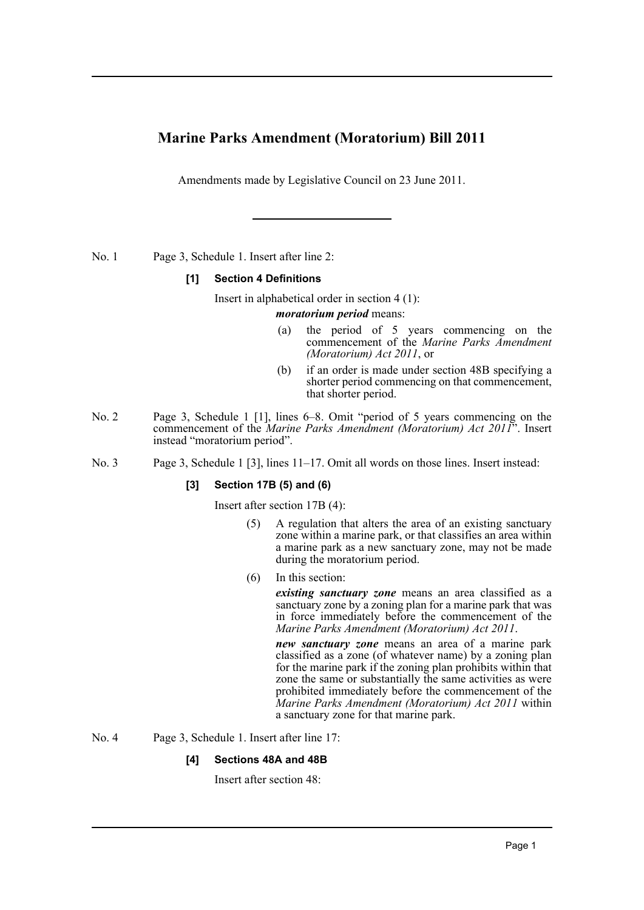# Marine Parks Amendment (Moratorium) Bill 2011

Amendments made by Legislative Council on 23 June 2011.

---

No. 1 Page 3, Schedule 1. Insert after line 2:

**[1] Section 4 Definitions**

Insert in alphabetical order in section 4 (1):

***moratorium period*** means:

(a) the period of 5 years commencing on the commencement of the *Marine Parks Amendment (Moratorium) Act 2011*, or

(b) if an order is made under section 48B specifying a shorter period commencing on that commencement, that shorter period.

No. 2 Page 3, Schedule 1 [1], lines 6–8. Omit "period of 5 years commencing on the commencement of the *Marine Parks Amendment (Moratorium) Act 2011*". Insert instead "moratorium period".

No. 3 Page 3, Schedule 1 [3], lines 11–17. Omit all words on those lines. Insert instead:

**[3] Section 17B (5) and (6)**

Insert after section 17B (4):

(5) A regulation that alters the area of an existing sanctuary zone within a marine park, or that classifies an area within a marine park as a new sanctuary zone, may not be made during the moratorium period.

(6) In this section:

***existing sanctuary zone*** means an area classified as a sanctuary zone by a zoning plan for a marine park that was in force immediately before the commencement of the *Marine Parks Amendment (Moratorium) Act 2011*.

***new sanctuary zone*** means an area of a marine park classified as a zone (of whatever name) by a zoning plan for the marine park if the zoning plan prohibits within that zone the same or substantially the same activities as were prohibited immediately before the commencement of the *Marine Parks Amendment (Moratorium) Act 2011* within a sanctuary zone for that marine park.

No. 4 Page 3, Schedule 1. Insert after line 17:

**[4] Sections 48A and 48B**

Insert after section 48: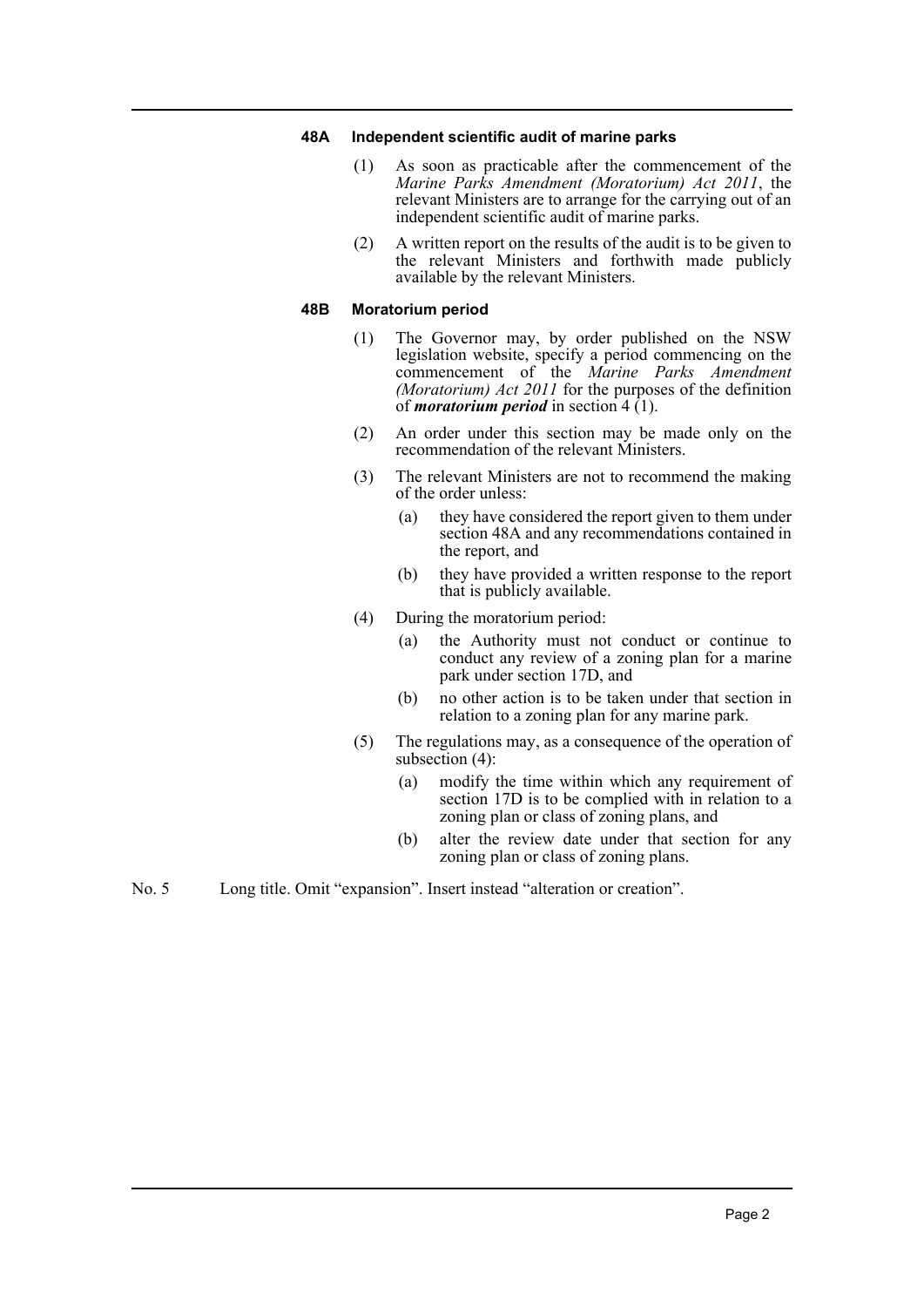#### 48A Independent scientific audit of marine parks

(1) As soon as practicable after the commencement of the *Marine Parks Amendment (Moratorium) Act 2011*, the relevant Ministers are to arrange for the carrying out of an independent scientific audit of marine parks.

(2) A written report on the results of the audit is to be given to the relevant Ministers and forthwith made publicly available by the relevant Ministers.

#### 48B Moratorium period

(1) The Governor may, by order published on the NSW legislation website, specify a period commencing on the commencement of the *Marine Parks Amendment (Moratorium) Act 2011* for the purposes of the definition of ***moratorium period*** in section 4 (1).

(2) An order under this section may be made only on the recommendation of the relevant Ministers.

(3) The relevant Ministers are not to recommend the making of the order unless:

- (a) they have considered the report given to them under section 48A and any recommendations contained in the report, and
- (b) they have provided a written response to the report that is publicly available.

(4) During the moratorium period:

- (a) the Authority must not conduct or continue to conduct any review of a zoning plan for a marine park under section 17D, and
- (b) no other action is to be taken under that section in relation to a zoning plan for any marine park.

(5) The regulations may, as a consequence of the operation of subsection (4):

- (a) modify the time within which any requirement of section 17D is to be complied with in relation to a zoning plan or class of zoning plans, and
- (b) alter the review date under that section for any zoning plan or class of zoning plans.

No. 5 Long title. Omit "expansion". Insert instead "alteration or creation".